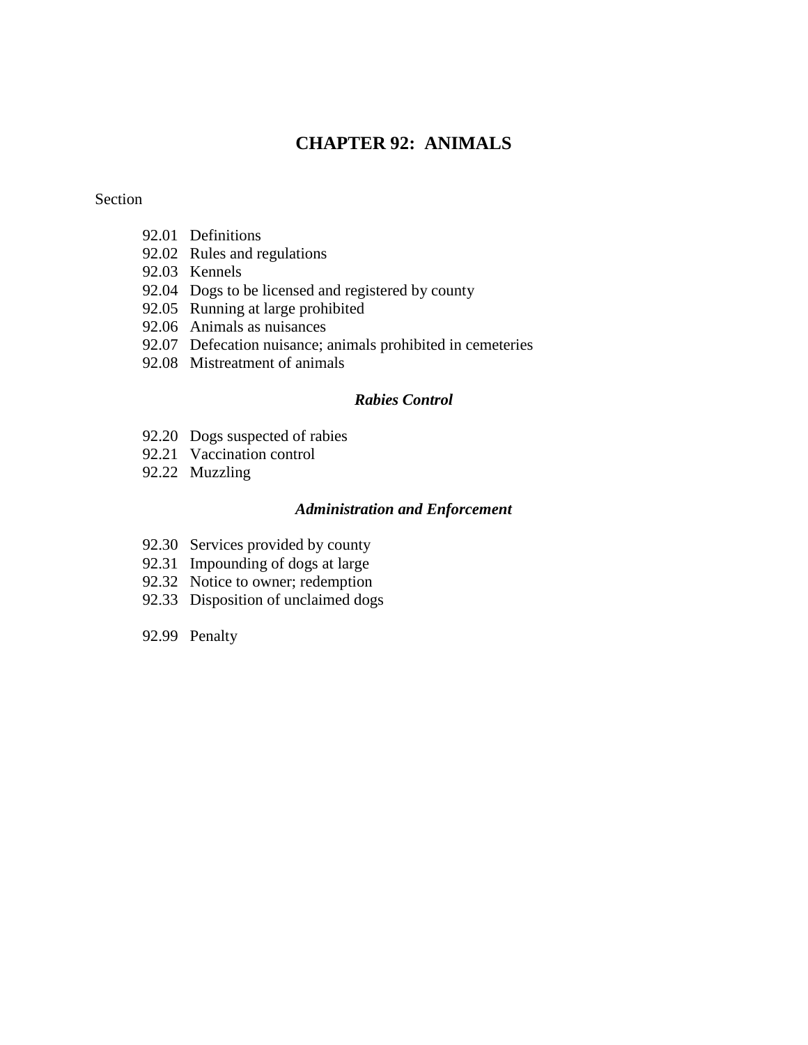# CHAPTER 92: ANIMALS

Section

92.01 Definitions
92.02 Rules and regulations
92.03 Kennels
92.04 Dogs to be licensed and registered by county
92.05 Running at large prohibited
92.06 Animals as nuisances
92.07 Defecation nuisance; animals prohibited in cemeteries
92.08 Mistreatment of animals

### *Rabies Control*

92.20 Dogs suspected of rabies
92.21 Vaccination control
92.22 Muzzling

### *Administration and Enforcement*

92.30 Services provided by county
92.31 Impounding of dogs at large
92.32 Notice to owner; redemption
92.33 Disposition of unclaimed dogs

92.99 Penalty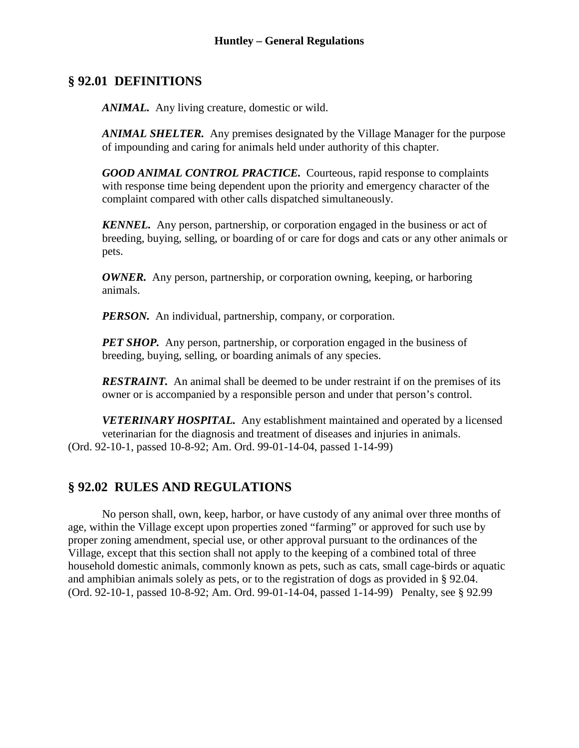## § 92.01 DEFINITIONS

***ANIMAL.*** Any living creature, domestic or wild.

***ANIMAL SHELTER.*** Any premises designated by the Village Manager for the purpose of impounding and caring for animals held under authority of this chapter.

***GOOD ANIMAL CONTROL PRACTICE.*** Courteous, rapid response to complaints with response time being dependent upon the priority and emergency character of the complaint compared with other calls dispatched simultaneously.

***KENNEL.*** Any person, partnership, or corporation engaged in the business or act of breeding, buying, selling, or boarding of or care for dogs and cats or any other animals or pets.

***OWNER.*** Any person, partnership, or corporation owning, keeping, or harboring animals.

***PERSON.*** An individual, partnership, company, or corporation.

***PET SHOP.*** Any person, partnership, or corporation engaged in the business of breeding, buying, selling, or boarding animals of any species.

***RESTRAINT.*** An animal shall be deemed to be under restraint if on the premises of its owner or is accompanied by a responsible person and under that person's control.

***VETERINARY HOSPITAL.*** Any establishment maintained and operated by a licensed veterinarian for the diagnosis and treatment of diseases and injuries in animals.
(Ord. 92-10-1, passed 10-8-92; Am. Ord. 99-01-14-04, passed 1-14-99)

## § 92.02 RULES AND REGULATIONS

No person shall, own, keep, harbor, or have custody of any animal over three months of age, within the Village except upon properties zoned "farming" or approved for such use by proper zoning amendment, special use, or other approval pursuant to the ordinances of the Village, except that this section shall not apply to the keeping of a combined total of three household domestic animals, commonly known as pets, such as cats, small cage-birds or aquatic and amphibian animals solely as pets, or to the registration of dogs as provided in § 92.04.
(Ord. 92-10-1, passed 10-8-92; Am. Ord. 99-01-14-04, passed 1-14-99) Penalty, see § 92.99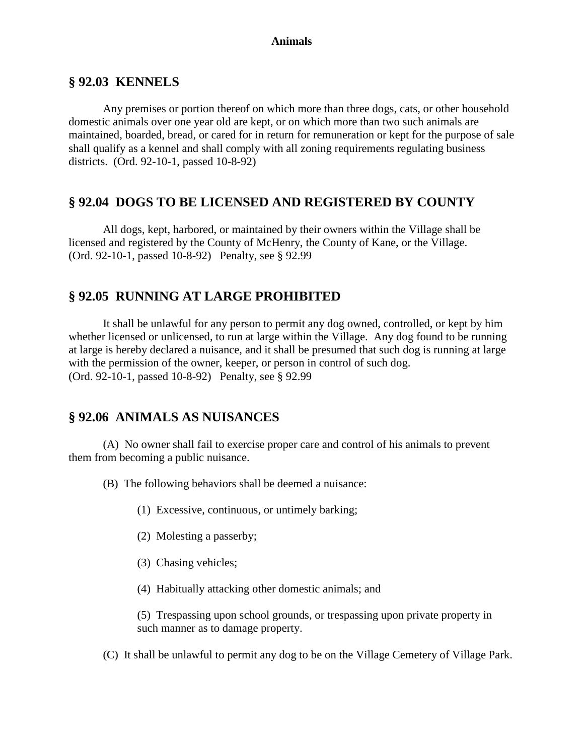## § 92.03 KENNELS

Any premises or portion thereof on which more than three dogs, cats, or other household domestic animals over one year old are kept, or on which more than two such animals are maintained, boarded, bread, or cared for in return for remuneration or kept for the purpose of sale shall qualify as a kennel and shall comply with all zoning requirements regulating business districts. (Ord. 92-10-1, passed 10-8-92)

## § 92.04 DOGS TO BE LICENSED AND REGISTERED BY COUNTY

All dogs, kept, harbored, or maintained by their owners within the Village shall be licensed and registered by the County of McHenry, the County of Kane, or the Village. (Ord. 92-10-1, passed 10-8-92) Penalty, see § 92.99

## § 92.05 RUNNING AT LARGE PROHIBITED

It shall be unlawful for any person to permit any dog owned, controlled, or kept by him whether licensed or unlicensed, to run at large within the Village. Any dog found to be running at large is hereby declared a nuisance, and it shall be presumed that such dog is running at large with the permission of the owner, keeper, or person in control of such dog.
(Ord. 92-10-1, passed 10-8-92) Penalty, see § 92.99

## § 92.06 ANIMALS AS NUISANCES

(A) No owner shall fail to exercise proper care and control of his animals to prevent them from becoming a public nuisance.

(B) The following behaviors shall be deemed a nuisance:

(1) Excessive, continuous, or untimely barking;

(2) Molesting a passerby;

(3) Chasing vehicles;

(4) Habitually attacking other domestic animals; and

(5) Trespassing upon school grounds, or trespassing upon private property in such manner as to damage property.

(C) It shall be unlawful to permit any dog to be on the Village Cemetery of Village Park.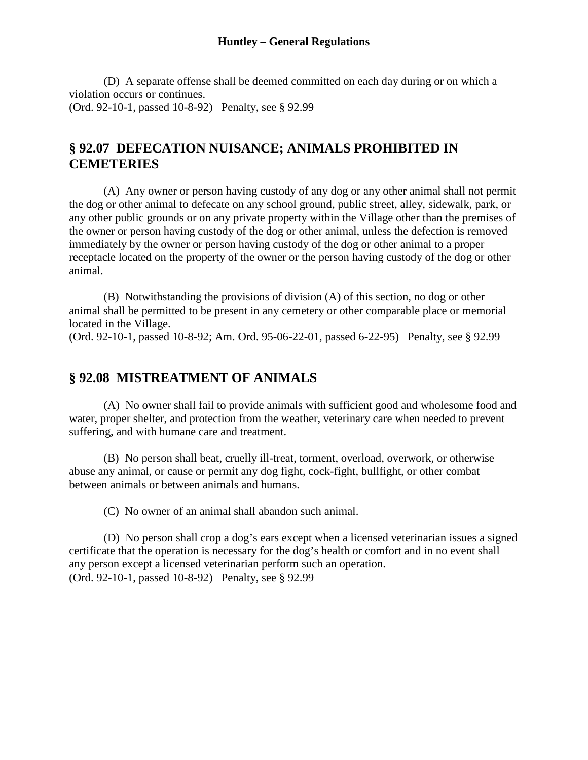(D) A separate offense shall be deemed committed on each day during or on which a violation occurs or continues.
(Ord. 92-10-1, passed 10-8-92) Penalty, see § 92.99

## § 92.07 DEFECATION NUISANCE; ANIMALS PROHIBITED IN CEMETERIES

(A) Any owner or person having custody of any dog or any other animal shall not permit the dog or other animal to defecate on any school ground, public street, alley, sidewalk, park, or any other public grounds or on any private property within the Village other than the premises of the owner or person having custody of the dog or other animal, unless the defection is removed immediately by the owner or person having custody of the dog or other animal to a proper receptacle located on the property of the owner or the person having custody of the dog or other animal.

(B) Notwithstanding the provisions of division (A) of this section, no dog or other animal shall be permitted to be present in any cemetery or other comparable place or memorial located in the Village.
(Ord. 92-10-1, passed 10-8-92; Am. Ord. 95-06-22-01, passed 6-22-95) Penalty, see § 92.99

## § 92.08 MISTREATMENT OF ANIMALS

(A) No owner shall fail to provide animals with sufficient good and wholesome food and water, proper shelter, and protection from the weather, veterinary care when needed to prevent suffering, and with humane care and treatment.

(B) No person shall beat, cruelly ill-treat, torment, overload, overwork, or otherwise abuse any animal, or cause or permit any dog fight, cock-fight, bullfight, or other combat between animals or between animals and humans.

(C) No owner of an animal shall abandon such animal.

(D) No person shall crop a dog's ears except when a licensed veterinarian issues a signed certificate that the operation is necessary for the dog's health or comfort and in no event shall any person except a licensed veterinarian perform such an operation.
(Ord. 92-10-1, passed 10-8-92) Penalty, see § 92.99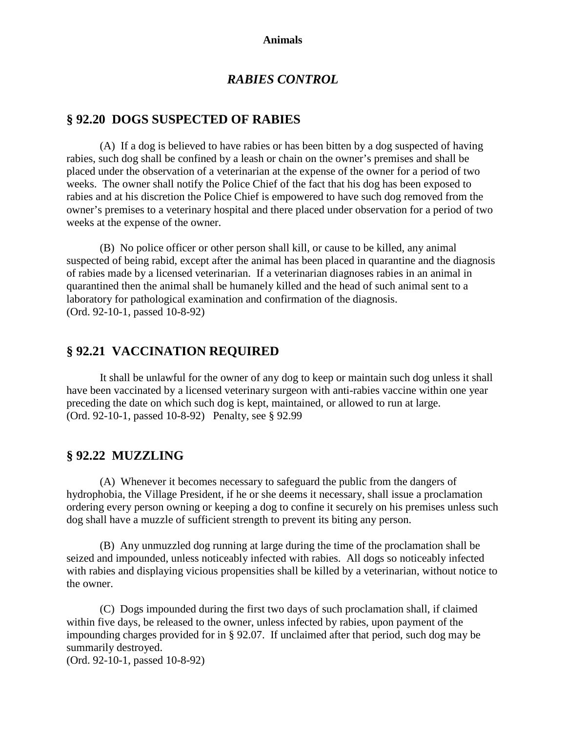## *RABIES CONTROL*

### § 92.20 DOGS SUSPECTED OF RABIES

(A) If a dog is believed to have rabies or has been bitten by a dog suspected of having rabies, such dog shall be confined by a leash or chain on the owner's premises and shall be placed under the observation of a veterinarian at the expense of the owner for a period of two weeks. The owner shall notify the Police Chief of the fact that his dog has been exposed to rabies and at his discretion the Police Chief is empowered to have such dog removed from the owner's premises to a veterinary hospital and there placed under observation for a period of two weeks at the expense of the owner.

(B) No police officer or other person shall kill, or cause to be killed, any animal suspected of being rabid, except after the animal has been placed in quarantine and the diagnosis of rabies made by a licensed veterinarian. If a veterinarian diagnoses rabies in an animal in quarantined then the animal shall be humanely killed and the head of such animal sent to a laboratory for pathological examination and confirmation of the diagnosis.
(Ord. 92-10-1, passed 10-8-92)

### § 92.21 VACCINATION REQUIRED

It shall be unlawful for the owner of any dog to keep or maintain such dog unless it shall have been vaccinated by a licensed veterinary surgeon with anti-rabies vaccine within one year preceding the date on which such dog is kept, maintained, or allowed to run at large.
(Ord. 92-10-1, passed 10-8-92) Penalty, see § 92.99

### § 92.22 MUZZLING

(A) Whenever it becomes necessary to safeguard the public from the dangers of hydrophobia, the Village President, if he or she deems it necessary, shall issue a proclamation ordering every person owning or keeping a dog to confine it securely on his premises unless such dog shall have a muzzle of sufficient strength to prevent its biting any person.

(B) Any unmuzzled dog running at large during the time of the proclamation shall be seized and impounded, unless noticeably infected with rabies. All dogs so noticeably infected with rabies and displaying vicious propensities shall be killed by a veterinarian, without notice to the owner.

(C) Dogs impounded during the first two days of such proclamation shall, if claimed within five days, be released to the owner, unless infected by rabies, upon payment of the impounding charges provided for in § 92.07. If unclaimed after that period, such dog may be summarily destroyed.
(Ord. 92-10-1, passed 10-8-92)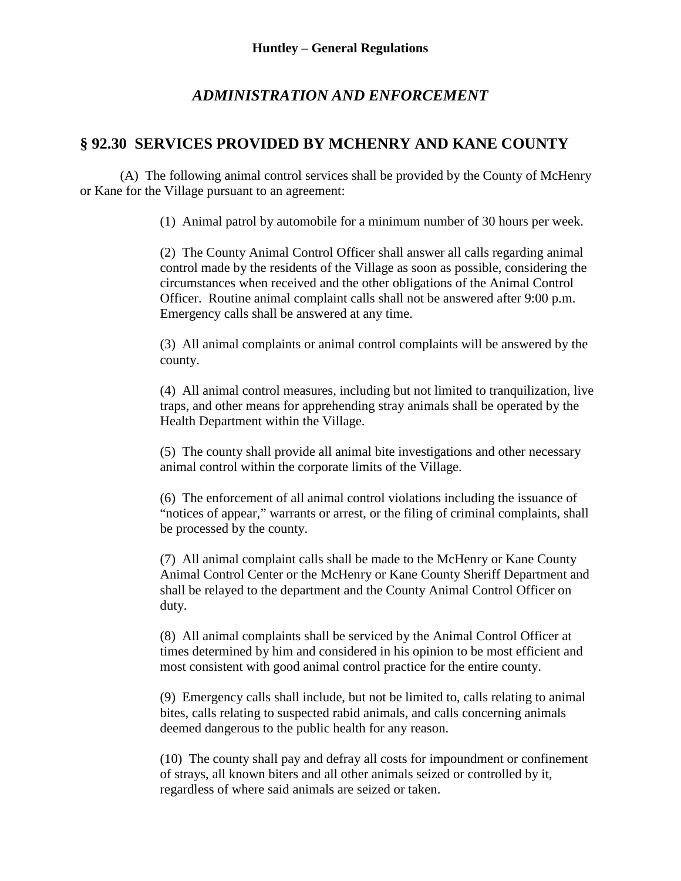## *ADMINISTRATION AND ENFORCEMENT*

## § 92.30 SERVICES PROVIDED BY MCHENRY AND KANE COUNTY

(A) The following animal control services shall be provided by the County of McHenry or Kane for the Village pursuant to an agreement:

(1) Animal patrol by automobile for a minimum number of 30 hours per week.

(2) The County Animal Control Officer shall answer all calls regarding animal control made by the residents of the Village as soon as possible, considering the circumstances when received and the other obligations of the Animal Control Officer. Routine animal complaint calls shall not be answered after 9:00 p.m. Emergency calls shall be answered at any time.

(3) All animal complaints or animal control complaints will be answered by the county.

(4) All animal control measures, including but not limited to tranquilization, live traps, and other means for apprehending stray animals shall be operated by the Health Department within the Village.

(5) The county shall provide all animal bite investigations and other necessary animal control within the corporate limits of the Village.

(6) The enforcement of all animal control violations including the issuance of "notices of appear," warrants or arrest, or the filing of criminal complaints, shall be processed by the county.

(7) All animal complaint calls shall be made to the McHenry or Kane County Animal Control Center or the McHenry or Kane County Sheriff Department and shall be relayed to the department and the County Animal Control Officer on duty.

(8) All animal complaints shall be serviced by the Animal Control Officer at times determined by him and considered in his opinion to be most efficient and most consistent with good animal control practice for the entire county.

(9) Emergency calls shall include, but not be limited to, calls relating to animal bites, calls relating to suspected rabid animals, and calls concerning animals deemed dangerous to the public health for any reason.

(10) The county shall pay and defray all costs for impoundment or confinement of strays, all known biters and all other animals seized or controlled by it, regardless of where said animals are seized or taken.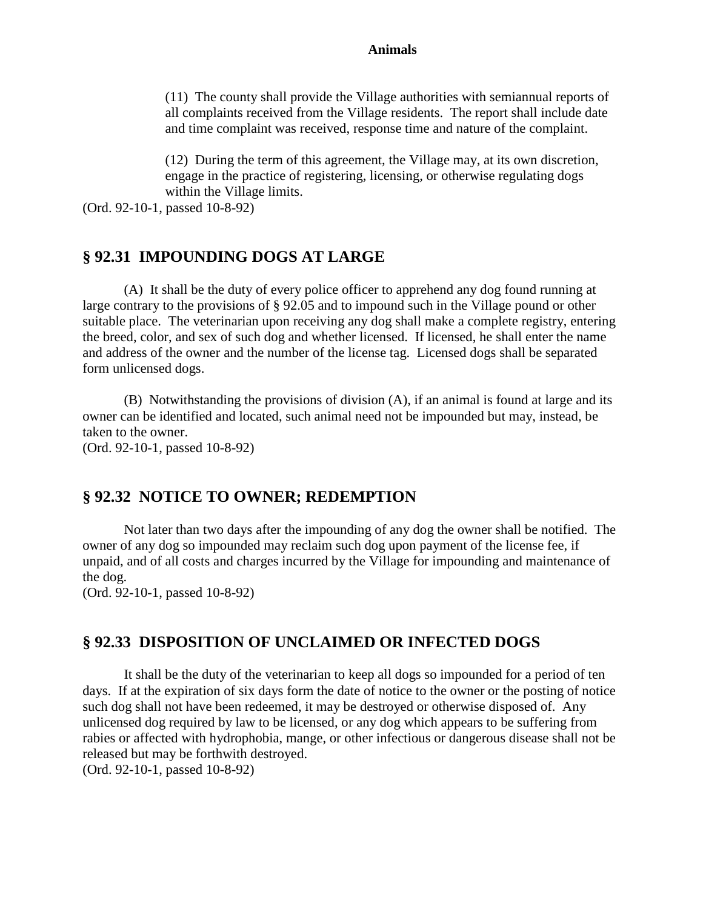(11) The county shall provide the Village authorities with semiannual reports of all complaints received from the Village residents. The report shall include date and time complaint was received, response time and nature of the complaint.

(12) During the term of this agreement, the Village may, at its own discretion, engage in the practice of registering, licensing, or otherwise regulating dogs within the Village limits.

(Ord. 92-10-1, passed 10-8-92)

## § 92.31 IMPOUNDING DOGS AT LARGE

(A) It shall be the duty of every police officer to apprehend any dog found running at large contrary to the provisions of § 92.05 and to impound such in the Village pound or other suitable place. The veterinarian upon receiving any dog shall make a complete registry, entering the breed, color, and sex of such dog and whether licensed. If licensed, he shall enter the name and address of the owner and the number of the license tag. Licensed dogs shall be separated form unlicensed dogs.

(B) Notwithstanding the provisions of division (A), if an animal is found at large and its owner can be identified and located, such animal need not be impounded but may, instead, be taken to the owner.

(Ord. 92-10-1, passed 10-8-92)

## § 92.32 NOTICE TO OWNER; REDEMPTION

Not later than two days after the impounding of any dog the owner shall be notified. The owner of any dog so impounded may reclaim such dog upon payment of the license fee, if unpaid, and of all costs and charges incurred by the Village for impounding and maintenance of the dog.

(Ord. 92-10-1, passed 10-8-92)

## § 92.33 DISPOSITION OF UNCLAIMED OR INFECTED DOGS

It shall be the duty of the veterinarian to keep all dogs so impounded for a period of ten days. If at the expiration of six days form the date of notice to the owner or the posting of notice such dog shall not have been redeemed, it may be destroyed or otherwise disposed of. Any unlicensed dog required by law to be licensed, or any dog which appears to be suffering from rabies or affected with hydrophobia, mange, or other infectious or dangerous disease shall not be released but may be forthwith destroyed.

(Ord. 92-10-1, passed 10-8-92)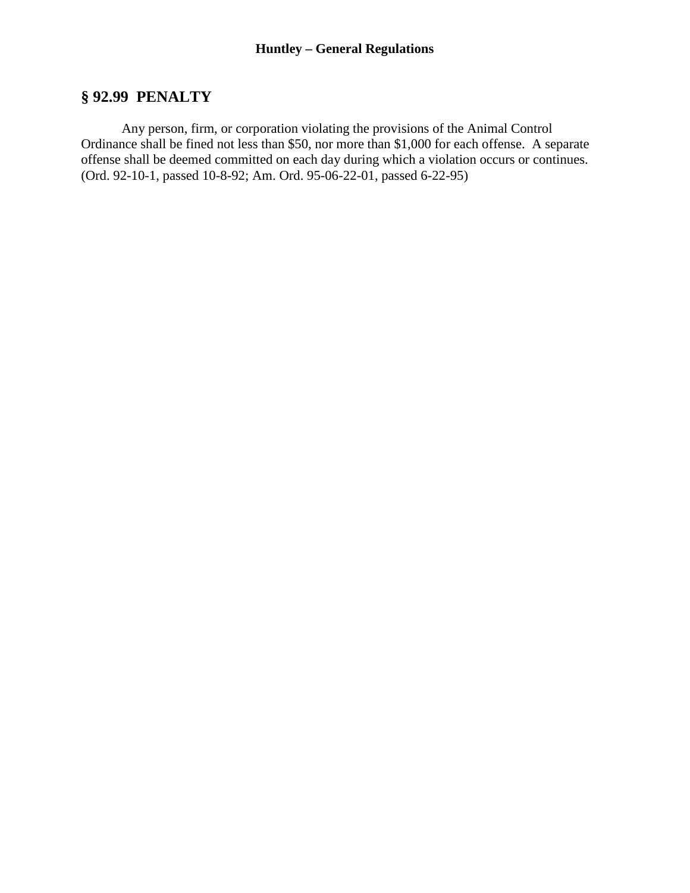## § 92.99 PENALTY

Any person, firm, or corporation violating the provisions of the Animal Control Ordinance shall be fined not less than $50, nor more than $1,000 for each offense. A separate offense shall be deemed committed on each day during which a violation occurs or continues. (Ord. 92-10-1, passed 10-8-92; Am. Ord. 95-06-22-01, passed 6-22-95)